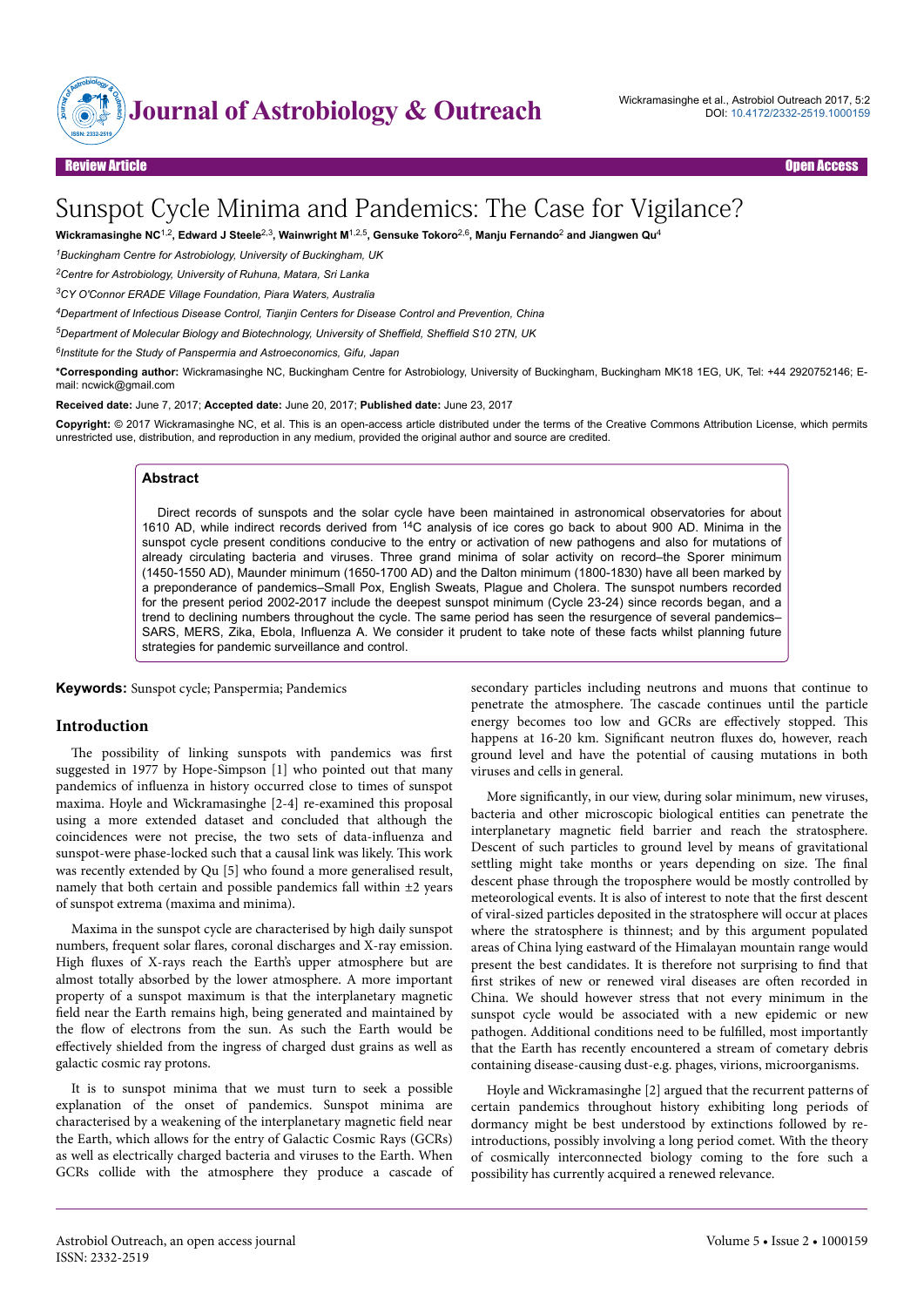Review Article | Open Access

# Sunspot Cycle Minima and Pandemics: The Case for Vigilance?

**Wickramasinghe NC[1,2], Edward J Steele[2,3], Wainwright M[1,2,5], Gensuke Tokoro[2,6], Manju Fernando[2] and Jiangwen Qu[4]**

[1]*Buckingham Centre for Astrobiology, University of Buckingham, UK*

[2]*Centre for Astrobiology, University of Ruhuna, Matara, Sri Lanka*

[3]*CY O'Connor ERADE Village Foundation, Piara Waters, Australia*

[4]*Department of Infectious Disease Control, Tianjin Centers for Disease Control and Prevention, China*

[5]*Department of Molecular Biology and Biotechnology, University of Sheffield, Sheffield S10 2TN, UK*

[6]*Institute for the Study of Panspermia and Astroeconomics, Gifu, Japan*

**\*Corresponding author:** Wickramasinghe NC, Buckingham Centre for Astrobiology, University of Buckingham, Buckingham MK18 1EG, UK, Tel: +44 2920752146; E-mail: ncwick@gmail.com

**Received date:** June 7, 2017; **Accepted date:** June 20, 2017; **Published date:** June 23, 2017

**Copyright:** © 2017 Wickramasinghe NC, et al. This is an open-access article distributed under the terms of the Creative Commons Attribution License, which permits unrestricted use, distribution, and reproduction in any medium, provided the original author and source are credited.

## Abstract

Direct records of sunspots and the solar cycle have been maintained in astronomical observatories for about 1610 AD, while indirect records derived from $^{14}C$ analysis of ice cores go back to about 900 AD. Minima in the sunspot cycle present conditions conducive to the entry or activation of new pathogens and also for mutations of already circulating bacteria and viruses. Three grand minima of solar activity on record–the Sporer minimum (1450-1550 AD), Maunder minimum (1650-1700 AD) and the Dalton minimum (1800-1830) have all been marked by a preponderance of pandemics–Small Pox, English Sweats, Plague and Cholera. The sunspot numbers recorded for the present period 2002-2017 include the deepest sunspot minimum (Cycle 23-24) since records began, and a trend to declining numbers throughout the cycle. The same period has seen the resurgence of several pandemics–SARS, MERS, Zika, Ebola, Influenza A. We consider it prudent to take note of these facts whilst planning future strategies for pandemic surveillance and control.

**Keywords:** Sunspot cycle; Panspermia; Pandemics

## Introduction

The possibility of linking sunspots with pandemics was first suggested in 1977 by Hope-Simpson [1] who pointed out that many pandemics of influenza in history occurred close to times of sunspot maxima. Hoyle and Wickramasinghe [2-4] re-examined this proposal using a more extended dataset and concluded that although the coincidences were not precise, the two sets of data-influenza and sunspot-were phase-locked such that a causal link was likely. This work was recently extended by Qu [5] who found a more generalised result, namely that both certain and possible pandemics fall within ±2 years of sunspot extrema (maxima and minima).

Maxima in the sunspot cycle are characterised by high daily sunspot numbers, frequent solar flares, coronal discharges and X-ray emission. High fluxes of X-rays reach the Earth's upper atmosphere but are almost totally absorbed by the lower atmosphere. A more important property of a sunspot maximum is that the interplanetary magnetic field near the Earth remains high, being generated and maintained by the flow of electrons from the sun. As such the Earth would be effectively shielded from the ingress of charged dust grains as well as galactic cosmic ray protons.

It is to sunspot minima that we must turn to seek a possible explanation of the onset of pandemics. Sunspot minima are characterised by a weakening of the interplanetary magnetic field near the Earth, which allows for the entry of Galactic Cosmic Rays (GCRs) as well as electrically charged bacteria and viruses to the Earth. When GCRs collide with the atmosphere they produce a cascade of secondary particles including neutrons and muons that continue to penetrate the atmosphere. The cascade continues until the particle energy becomes too low and GCRs are effectively stopped. This happens at 16-20 km. Significant neutron fluxes do, however, reach ground level and have the potential of causing mutations in both viruses and cells in general.

More significantly, in our view, during solar minimum, new viruses, bacteria and other microscopic biological entities can penetrate the interplanetary magnetic field barrier and reach the stratosphere. Descent of such particles to ground level by means of gravitational settling might take months or years depending on size. The final descent phase through the troposphere would be mostly controlled by meteorological events. It is also of interest to note that the first descent of viral-sized particles deposited in the stratosphere will occur at places where the stratosphere is thinnest; and by this argument populated areas of China lying eastward of the Himalayan mountain range would present the best candidates. It is therefore not surprising to find that first strikes of new or renewed viral diseases are often recorded in China. We should however stress that not every minimum in the sunspot cycle would be associated with a new epidemic or new pathogen. Additional conditions need to be fulfilled, most importantly that the Earth has recently encountered a stream of cometary debris containing disease-causing dust-e.g. phages, virions, microorganisms.

Hoyle and Wickramasinghe [2] argued that the recurrent patterns of certain pandemics throughout history exhibiting long periods of dormancy might be best understood by extinctions followed by re-introductions, possibly involving a long period comet. With the theory of cosmically interconnected biology coming to the fore such a possibility has currently acquired a renewed relevance.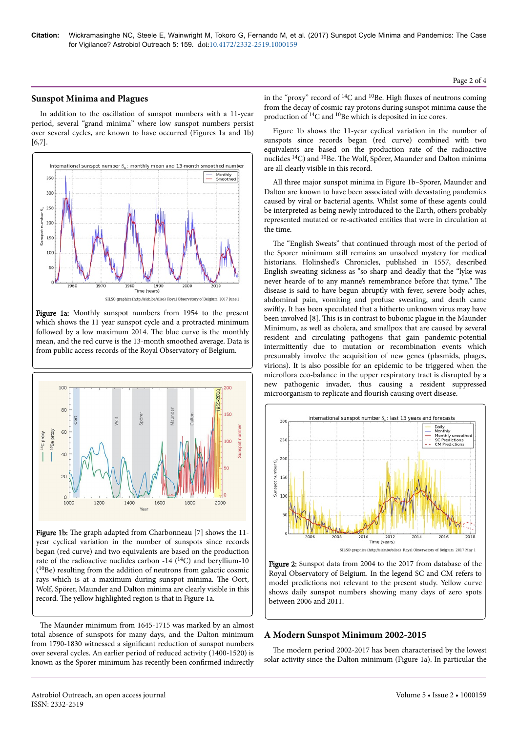## Sunspot Minima and Plagues

In addition to the oscillation of sunspot numbers with a 11-year period, several "grand minima" where low sunspot numbers persist over several cycles, are known to have occurred (Figures 1a and 1b) [6,7].

**Figure 1a:** Monthly sunspot numbers from 1954 to the present which shows the 11 year sunspot cycle and a protracted minimum followed by a low maximum 2014. The blue curve is the monthly mean, and the red curve is the 13-month smoothed average. Data is from public access records of the Royal Observatory of Belgium.

**Figure 1b:** The graph adapted from Charbonneau [7] shows the 11-year cyclical variation in the number of sunspots since records began (red curve) and two equivalents are based on the production rate of the radioactive nuclides carbon -14 ($^{14}C$) and beryllium-10 ($^{10}Be$) resulting from the addition of neutrons from galactic cosmic rays which is at a maximum during sunspot minima. The Oort, Wolf, Spörer, Maunder and Dalton minima are clearly visible in this record. The yellow highlighted region is that in Figure 1a.

The Maunder minimum from 1645-1715 was marked by an almost total absence of sunspots for many days, and the Dalton minimum from 1790-1830 witnessed a significant reduction of sunspot numbers over several cycles. An earlier period of reduced activity (1400-1520) is known as the Sporer minimum has recently been confirmed indirectly in the "proxy" record of $^{14}C$ and $^{10}Be$. High fluxes of neutrons coming from the decay of cosmic ray protons during sunspot minima cause the production of $^{14}C$ and $^{10}Be$ which is deposited in ice cores.

Figure 1b shows the 11-year cyclical variation in the number of sunspots since records began (red curve) combined with two equivalents are based on the production rate of the radioactive nuclides $^{14}C$) and $^{10}Be$. The Wolf, Spörer, Maunder and Dalton minima are all clearly visible in this record.

All three major sunspot minima in Figure 1b–Sporer, Maunder and Dalton are known to have been associated with devastating pandemics caused by viral or bacterial agents. Whilst some of these agents could be interpreted as being newly introduced to the Earth, others probably represented mutated or re-activated entities that were in circulation at the time.

The "English Sweats" that continued through most of the period of the Sporer minimum still remains an unsolved mystery for medical historians. Holinshed's Chronicles, published in 1557, described English sweating sickness as "so sharp and deadly that the "lyke was never hearde of to any manne's remembrance before that tyme." The disease is said to have begun abruptly with fever, severe body aches, abdominal pain, vomiting and profuse sweating, and death came swiftly. It has been speculated that a hitherto unknown virus may have been involved [8]. This is in contrast to bubonic plague in the Maunder Minimum, as well as cholera, and smallpox that are caused by several resident and circulating pathogens that gain pandemic-potential intermittently due to mutation or recombination events which presumably involve the acquisition of new genes (plasmids, phages, virions). It is also possible for an epidemic to be triggered when the microflora eco-balance in the upper respiratory tract is disrupted by a new pathogenic invader, thus causing a resident suppressed microorganism to replicate and flourish causing overt disease.

**Figure 2:** Sunspot data from 2004 to the 2017 from database of the Royal Observatory of Belgium. In the legend SC and CM refers to model predictions not relevant to the present study. Yellow curve shows daily sunspot numbers showing many days of zero spots between 2006 and 2011.

## A Modern Sunspot Minimum 2002-2015

The modern period 2002-2017 has been characterised by the lowest solar activity since the Dalton minimum (Figure 1a). In particular the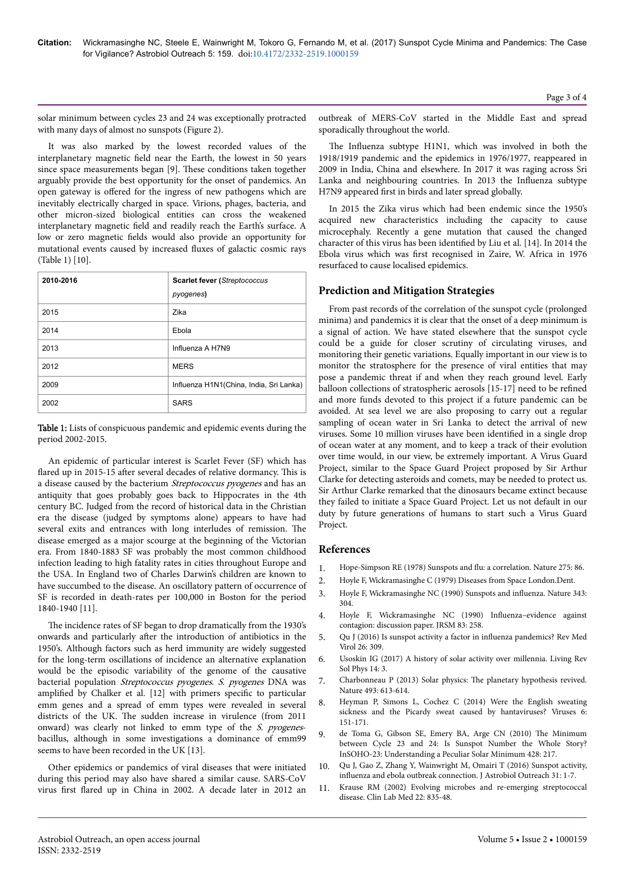solar minimum between cycles 23 and 24 was exceptionally protracted with many days of almost no sunspots (Figure 2).

It was also marked by the lowest recorded values of the interplanetary magnetic field near the Earth, the lowest in 50 years since space measurements began [9]. These conditions taken together arguably provide the best opportunity for the onset of pandemics. An open gateway is offered for the ingress of new pathogens which are inevitably electrically charged in space. Virions, phages, bacteria, and other micron-sized biological entities can cross the weakened interplanetary magnetic field and readily reach the Earth's surface. A low or zero magnetic fields would also provide an opportunity for mutational events caused by increased fluxes of galactic cosmic rays (Table 1) [10].

| 2010-2016 | **Scarlet fever (*Streptococcus pyogenes*)** |
|---|---|
| 2015 | Zika |
| 2014 | Ebola |
| 2013 | Influenza A H7N9 |
| 2012 | MERS |
| 2009 | Influenza H1N1(China, India, Sri Lanka) |
| 2002 | SARS |

**Table 1:** Lists of conspicuous pandemic and epidemic events during the period 2002-2015.

An epidemic of particular interest is Scarlet Fever (SF) which has flared up in 2015-15 after several decades of relative dormancy. This is a disease caused by the bacterium *Streptococcus pyogenes* and has an antiquity that goes probably goes back to Hippocrates in the 4th century BC. Judged from the record of historical data in the Christian era the disease (judged by symptoms alone) appears to have had several exits and entrances with long interludes of remission. The disease emerged as a major scourge at the beginning of the Victorian era. From 1840-1883 SF was probably the most common childhood infection leading to high fatality rates in cities throughout Europe and the USA. In England two of Charles Darwin's children are known to have succumbed to the disease. An oscillatory pattern of occurrence of SF is recorded in death-rates per 100,000 in Boston for the period 1840-1940 [11].

The incidence rates of SF began to drop dramatically from the 1930's onwards and particularly after the introduction of antibiotics in the 1950's. Although factors such as herd immunity are widely suggested for the long-term oscillations of incidence an alternative explanation would be the episodic variability of the genome of the causative bacterial population *Streptococcus pyogenes*. *S. pygenes* DNA was amplified by Chalker et al. [12] with primers specific to particular emm genes and a spread of emm types were revealed in several districts of the UK. The sudden increase in virulence (from 2011 onward) was clearly not linked to emm type of the *S. pyogenes*-bacillus, although in some investigations a dominance of emm99 seems to have been recorded in the UK [13].

Other epidemics or pandemics of viral diseases that were initiated during this period may also have shared a similar cause. SARS-CoV virus first flared up in China in 2002. A decade later in 2012 an outbreak of MERS-CoV started in the Middle East and spread sporadically throughout the world.

The Influenza subtype H1N1, which was involved in both the 1918/1919 pandemic and the epidemics in 1976/1977, reappeared in 2009 in India, China and elsewhere. In 2017 it was raging across Sri Lanka and neighbouring countries. In 2013 the Influenza subtype H7N9 appeared first in birds and later spread globally.

In 2015 the Zika virus which had been endemic since the 1950's acquired new characteristics including the capacity to cause microcephaly. Recently a gene mutation that caused the changed character of this virus has been identified by Liu et al. [14]. In 2014 the Ebola virus which was first recognised in Zaire, W. Africa in 1976 resurfaced to cause localised epidemics.

## Prediction and Mitigation Strategies

From past records of the correlation of the sunspot cycle (prolonged minima) and pandemics it is clear that the onset of a deep minimum is a signal of action. We have stated elsewhere that the sunspot cycle could be a guide for closer scrutiny of circulating viruses, and monitoring their genetic variations. Equally important in our view is to monitor the stratosphere for the presence of viral entities that may pose a pandemic threat if and when they reach ground level. Early balloon collections of stratospheric aerosols [15-17] need to be refined and more funds devoted to this project if a future pandemic can be avoided. At sea level we are also proposing to carry out a regular sampling of ocean water in Sri Lanka to detect the arrival of new viruses. Some 10 million viruses have been identified in a single drop of ocean water at any moment, and to keep a track of their evolution over time would, in our view, be extremely important. A Virus Guard Project, similar to the Space Guard Project proposed by Sir Arthur Clarke for detecting asteroids and comets, may be needed to protect us. Sir Arthur Clarke remarked that the dinosaurs became extinct because they failed to initiate a Space Guard Project. Let us not default in our duty by future generations of humans to start such a Virus Guard Project.

## References

1. Hope-Simpson RE (1978) Sunspots and flu: a correlation. Nature 275: 86.
2. Hoyle F, Wickramasinghe C (1979) Diseases from Space London.Dent.
3. Hoyle F, Wickramasinghe NC (1990) Sunspots and influenza. Nature 343: 304.
4. Hoyle F, Wickramasinghe NC (1990) Influenza–evidence against contagion: discussion paper. JRSM 83: 258.
5. Qu J (2016) Is sunspot activity a factor in influenza pandemics? Rev Med Virol 26: 309.
6. Usoskin IG (2017) A history of solar activity over millennia. Living Rev Sol Phys 14: 3.
7. Charbonneau P (2013) Solar physics: The planetary hypothesis revived. Nature 493: 613-614.
8. Heyman P, Simons L, Cochez C (2014) Were the English sweating sickness and the Picardy sweat caused by hantaviruses? Viruses 6: 151-171.
9. de Toma G, Gibson SE, Emery BA, Arge CN (2010) The Minimum between Cycle 23 and 24: Is Sunspot Number the Whole Story? InSOHO-23: Understanding a Peculiar Solar Minimum 428: 217.
10. Qu J, Gao Z, Zhang Y, Wainwright M, Omairi T (2016) Sunspot activity, influenza and ebola outbreak connection. J Astrobiol Outreach 31: 1-7.
11. Krause RM (2002) Evolving microbes and re-emerging streptococcal disease. Clin Lab Med 22: 835-48.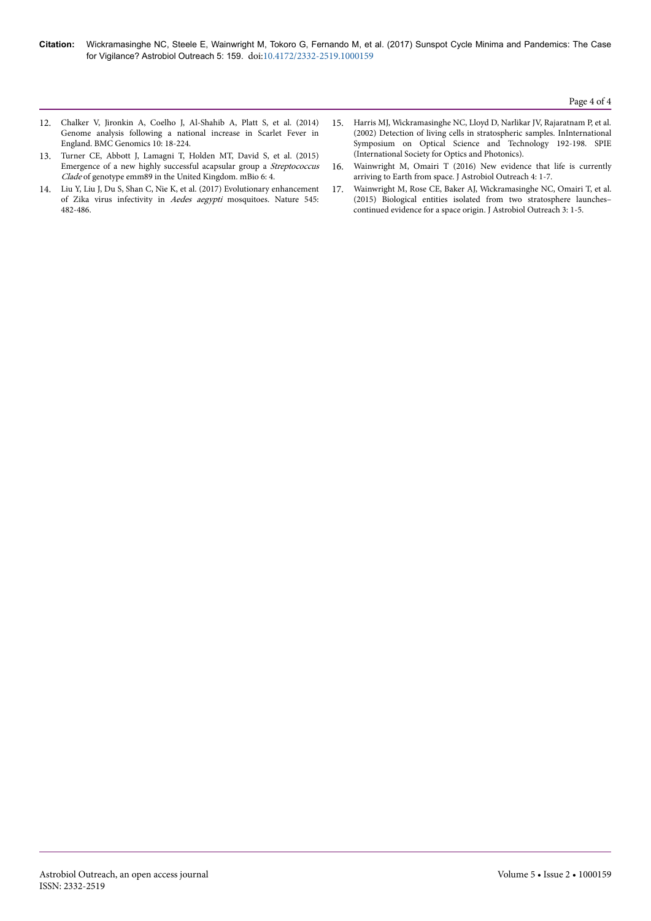12. Chalker V, Jironkin A, Coelho J, Al-Shahib A, Platt S, et al. (2014) Genome analysis following a national increase in Scarlet Fever in England. BMC Genomics 10: 18-224.
13. Turner CE, Abbott J, Lamagni T, Holden MT, David S, et al. (2015) Emergence of a new highly successful acapsular group a *Streptococcus Clade* of genotype emm89 in the United Kingdom. mBio 6: 4.
14. Liu Y, Liu J, Du S, Shan C, Nie K, et al. (2017) Evolutionary enhancement of Zika virus infectivity in *Aedes aegypti* mosquitoes. Nature 545: 482-486.
15. Harris MJ, Wickramasinghe NC, Lloyd D, Narlikar JV, Rajaratnam P, et al. (2002) Detection of living cells in stratospheric samples. InInternational Symposium on Optical Science and Technology 192-198. SPIE (International Society for Optics and Photonics).
16. Wainwright M, Omairi T (2016) New evidence that life is currently arriving to Earth from space. J Astrobiol Outreach 4: 1-7.
17. Wainwright M, Rose CE, Baker AJ, Wickramasinghe NC, Omairi T, et al. (2015) Biological entities isolated from two stratosphere launches– continued evidence for a space origin. J Astrobiol Outreach 3: 1-5.